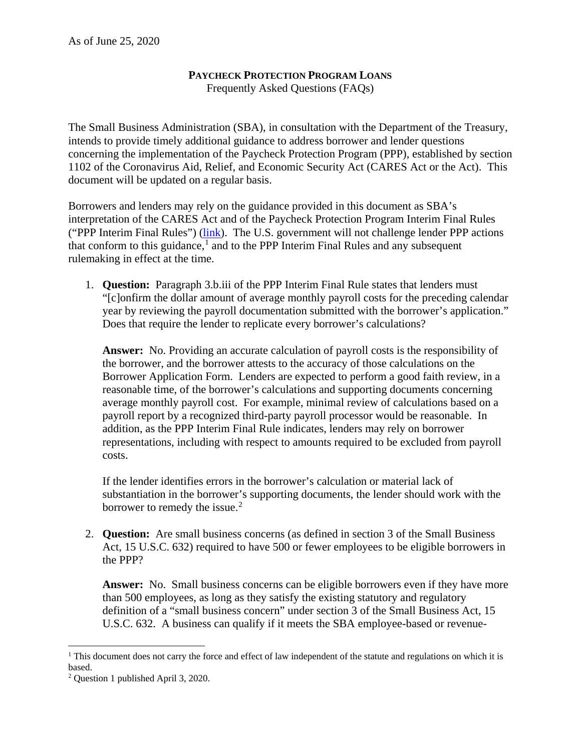As of June 25, 2020

# **PAYCHECK PROTECTION PROGRAM LOANS**

Frequently Asked Questions (FAQs)

The Small Business Administration (SBA), in consultation with the Department of the Treasury, intends to provide timely additional guidance to address borrower and lender questions concerning the implementation of the Paycheck Protection Program (PPP), established by section 1102 of the Coronavirus Aid, Relief, and Economic Security Act (CARES Act or the Act). This document will be updated on a regular basis.

Borrowers and lenders may rely on the guidance provided in this document as SBA's interpretation of the CARES Act and of the Paycheck Protection Program Interim Final Rules ("PPP Interim Final Rules") (link). The U.S. government will not challenge lender PPP actions that conform to this guidance,[1] and to the PPP Interim Final Rules and any subsequent rulemaking in effect at the time.

1. **Question:** Paragraph 3.b.iii of the PPP Interim Final Rule states that lenders must "[c]onfirm the dollar amount of average monthly payroll costs for the preceding calendar year by reviewing the payroll documentation submitted with the borrower's application." Does that require the lender to replicate every borrower's calculations?

   **Answer:** No. Providing an accurate calculation of payroll costs is the responsibility of the borrower, and the borrower attests to the accuracy of those calculations on the Borrower Application Form. Lenders are expected to perform a good faith review, in a reasonable time, of the borrower's calculations and supporting documents concerning average monthly payroll cost. For example, minimal review of calculations based on a payroll report by a recognized third-party payroll processor would be reasonable. In addition, as the PPP Interim Final Rule indicates, lenders may rely on borrower representations, including with respect to amounts required to be excluded from payroll costs.

   If the lender identifies errors in the borrower's calculation or material lack of substantiation in the borrower's supporting documents, the lender should work with the borrower to remedy the issue.[2]

2. **Question:** Are small business concerns (as defined in section 3 of the Small Business Act, 15 U.S.C. 632) required to have 500 or fewer employees to be eligible borrowers in the PPP?

   **Answer:** No. Small business concerns can be eligible borrowers even if they have more than 500 employees, as long as they satisfy the existing statutory and regulatory definition of a "small business concern" under section 3 of the Small Business Act, 15 U.S.C. 632. A business can qualify if it meets the SBA employee-based or revenue-

---

[1] This document does not carry the force and effect of law independent of the statute and regulations on which it is based.

[2] Question 1 published April 3, 2020.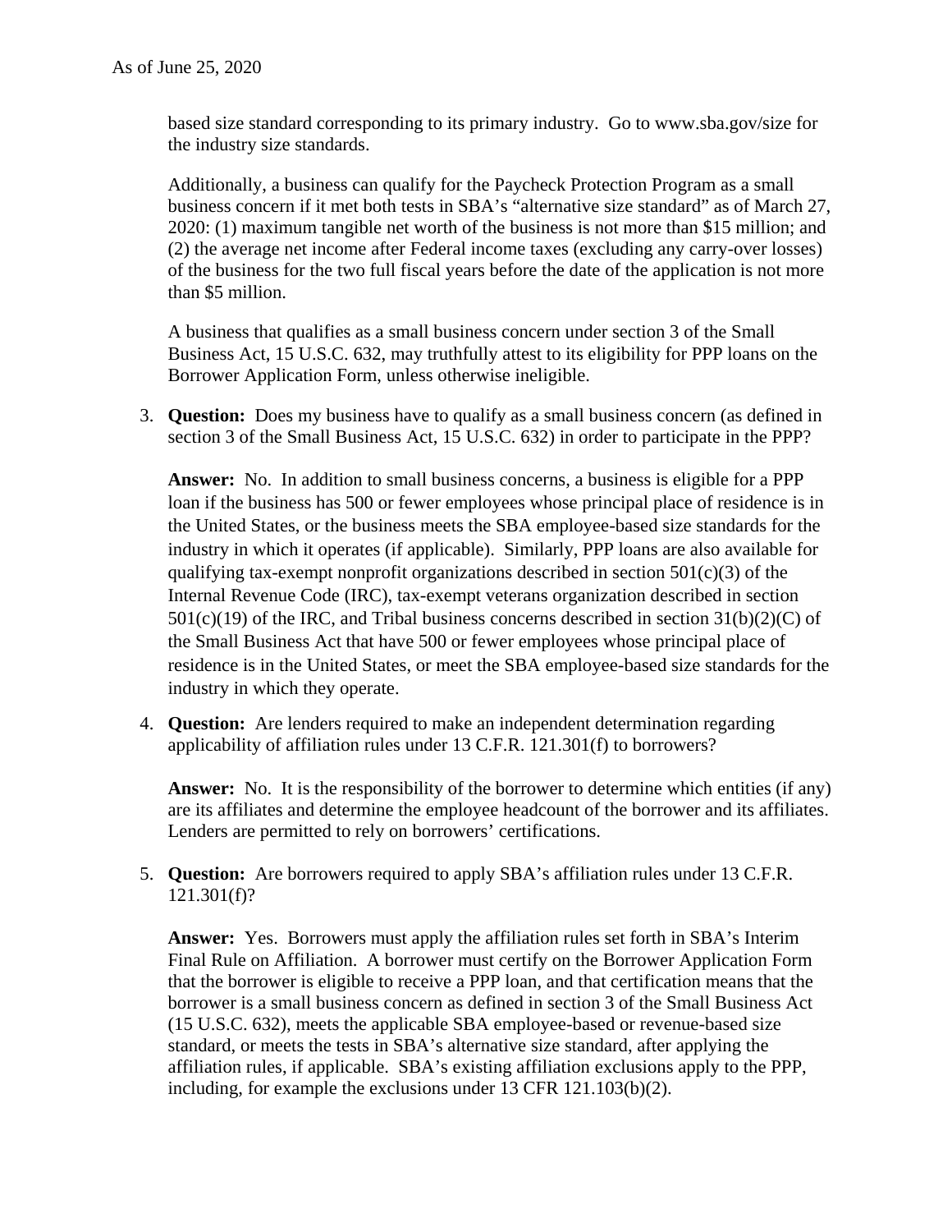based size standard corresponding to its primary industry. Go to www.sba.gov/size for the industry size standards.

Additionally, a business can qualify for the Paycheck Protection Program as a small business concern if it met both tests in SBA's "alternative size standard" as of March 27, 2020: (1) maximum tangible net worth of the business is not more than $15 million; and (2) the average net income after Federal income taxes (excluding any carry-over losses) of the business for the two full fiscal years before the date of the application is not more than $5 million.

A business that qualifies as a small business concern under section 3 of the Small Business Act, 15 U.S.C. 632, may truthfully attest to its eligibility for PPP loans on the Borrower Application Form, unless otherwise ineligible.

3. **Question:** Does my business have to qualify as a small business concern (as defined in section 3 of the Small Business Act, 15 U.S.C. 632) in order to participate in the PPP?

   **Answer:** No. In addition to small business concerns, a business is eligible for a PPP loan if the business has 500 or fewer employees whose principal place of residence is in the United States, or the business meets the SBA employee-based size standards for the industry in which it operates (if applicable). Similarly, PPP loans are also available for qualifying tax-exempt nonprofit organizations described in section 501(c)(3) of the Internal Revenue Code (IRC), tax-exempt veterans organization described in section 501(c)(19) of the IRC, and Tribal business concerns described in section 31(b)(2)(C) of the Small Business Act that have 500 or fewer employees whose principal place of residence is in the United States, or meet the SBA employee-based size standards for the industry in which they operate.

4. **Question:** Are lenders required to make an independent determination regarding applicability of affiliation rules under 13 C.F.R. 121.301(f) to borrowers?

   **Answer:** No. It is the responsibility of the borrower to determine which entities (if any) are its affiliates and determine the employee headcount of the borrower and its affiliates. Lenders are permitted to rely on borrowers' certifications.

5. **Question:** Are borrowers required to apply SBA's affiliation rules under 13 C.F.R. 121.301(f)?

   **Answer:** Yes. Borrowers must apply the affiliation rules set forth in SBA's Interim Final Rule on Affiliation. A borrower must certify on the Borrower Application Form that the borrower is eligible to receive a PPP loan, and that certification means that the borrower is a small business concern as defined in section 3 of the Small Business Act (15 U.S.C. 632), meets the applicable SBA employee-based or revenue-based size standard, or meets the tests in SBA's alternative size standard, after applying the affiliation rules, if applicable. SBA's existing affiliation exclusions apply to the PPP, including, for example the exclusions under 13 CFR 121.103(b)(2).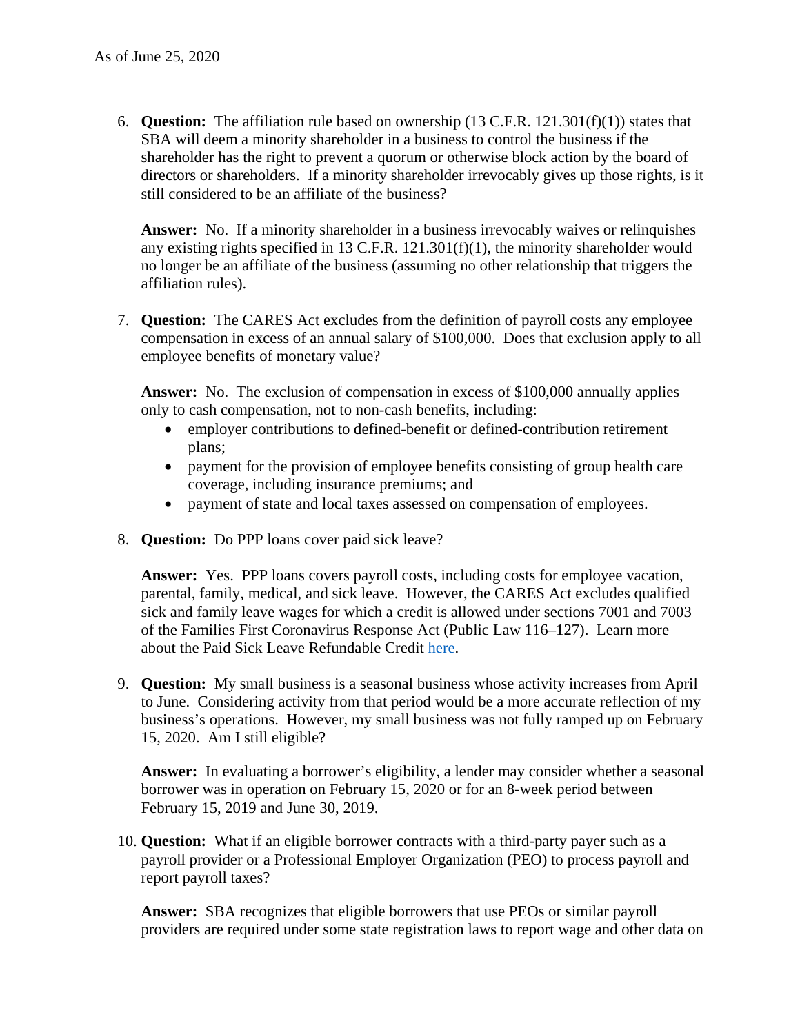As of June 25, 2020

6. **Question:** The affiliation rule based on ownership (13 C.F.R. 121.301(f)(1)) states that SBA will deem a minority shareholder in a business to control the business if the shareholder has the right to prevent a quorum or otherwise block action by the board of directors or shareholders. If a minority shareholder irrevocably gives up those rights, is it still considered to be an affiliate of the business?

   **Answer:** No. If a minority shareholder in a business irrevocably waives or relinquishes any existing rights specified in 13 C.F.R. 121.301(f)(1), the minority shareholder would no longer be an affiliate of the business (assuming no other relationship that triggers the affiliation rules).

7. **Question:** The CARES Act excludes from the definition of payroll costs any employee compensation in excess of an annual salary of $100,000. Does that exclusion apply to all employee benefits of monetary value?

   **Answer:** No. The exclusion of compensation in excess of $100,000 annually applies only to cash compensation, not to non-cash benefits, including:
   - employer contributions to defined-benefit or defined-contribution retirement plans;
   - payment for the provision of employee benefits consisting of group health care coverage, including insurance premiums; and
   - payment of state and local taxes assessed on compensation of employees.

8. **Question:** Do PPP loans cover paid sick leave?

   **Answer:** Yes. PPP loans covers payroll costs, including costs for employee vacation, parental, family, medical, and sick leave. However, the CARES Act excludes qualified sick and family leave wages for which a credit is allowed under sections 7001 and 7003 of the Families First Coronavirus Response Act (Public Law 116–127). Learn more about the Paid Sick Leave Refundable Credit here.

9. **Question:** My small business is a seasonal business whose activity increases from April to June. Considering activity from that period would be a more accurate reflection of my business's operations. However, my small business was not fully ramped up on February 15, 2020. Am I still eligible?

   **Answer:** In evaluating a borrower's eligibility, a lender may consider whether a seasonal borrower was in operation on February 15, 2020 or for an 8-week period between February 15, 2019 and June 30, 2019.

10. **Question:** What if an eligible borrower contracts with a third-party payer such as a payroll provider or a Professional Employer Organization (PEO) to process payroll and report payroll taxes?

    **Answer:** SBA recognizes that eligible borrowers that use PEOs or similar payroll providers are required under some state registration laws to report wage and other data on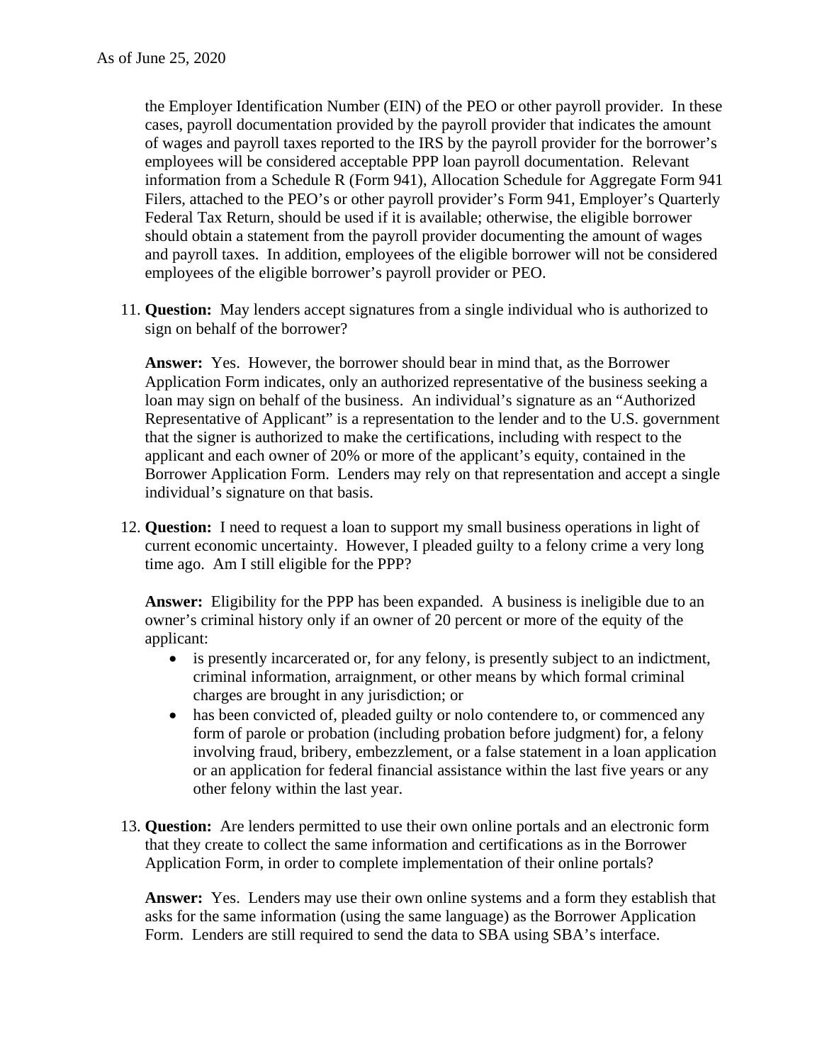the Employer Identification Number (EIN) of the PEO or other payroll provider. In these cases, payroll documentation provided by the payroll provider that indicates the amount of wages and payroll taxes reported to the IRS by the payroll provider for the borrower's employees will be considered acceptable PPP loan payroll documentation. Relevant information from a Schedule R (Form 941), Allocation Schedule for Aggregate Form 941 Filers, attached to the PEO's or other payroll provider's Form 941, Employer's Quarterly Federal Tax Return, should be used if it is available; otherwise, the eligible borrower should obtain a statement from the payroll provider documenting the amount of wages and payroll taxes. In addition, employees of the eligible borrower will not be considered employees of the eligible borrower's payroll provider or PEO.

11. **Question:** May lenders accept signatures from a single individual who is authorized to sign on behalf of the borrower?

    **Answer:** Yes. However, the borrower should bear in mind that, as the Borrower Application Form indicates, only an authorized representative of the business seeking a loan may sign on behalf of the business. An individual's signature as an "Authorized Representative of Applicant" is a representation to the lender and to the U.S. government that the signer is authorized to make the certifications, including with respect to the applicant and each owner of 20% or more of the applicant's equity, contained in the Borrower Application Form. Lenders may rely on that representation and accept a single individual's signature on that basis.

12. **Question:** I need to request a loan to support my small business operations in light of current economic uncertainty. However, I pleaded guilty to a felony crime a very long time ago. Am I still eligible for the PPP?

    **Answer:** Eligibility for the PPP has been expanded. A business is ineligible due to an owner's criminal history only if an owner of 20 percent or more of the equity of the applicant:

    - is presently incarcerated or, for any felony, is presently subject to an indictment, criminal information, arraignment, or other means by which formal criminal charges are brought in any jurisdiction; or
    - has been convicted of, pleaded guilty or nolo contendere to, or commenced any form of parole or probation (including probation before judgment) for, a felony involving fraud, bribery, embezzlement, or a false statement in a loan application or an application for federal financial assistance within the last five years or any other felony within the last year.

13. **Question:** Are lenders permitted to use their own online portals and an electronic form that they create to collect the same information and certifications as in the Borrower Application Form, in order to complete implementation of their online portals?

    **Answer:** Yes. Lenders may use their own online systems and a form they establish that asks for the same information (using the same language) as the Borrower Application Form. Lenders are still required to send the data to SBA using SBA's interface.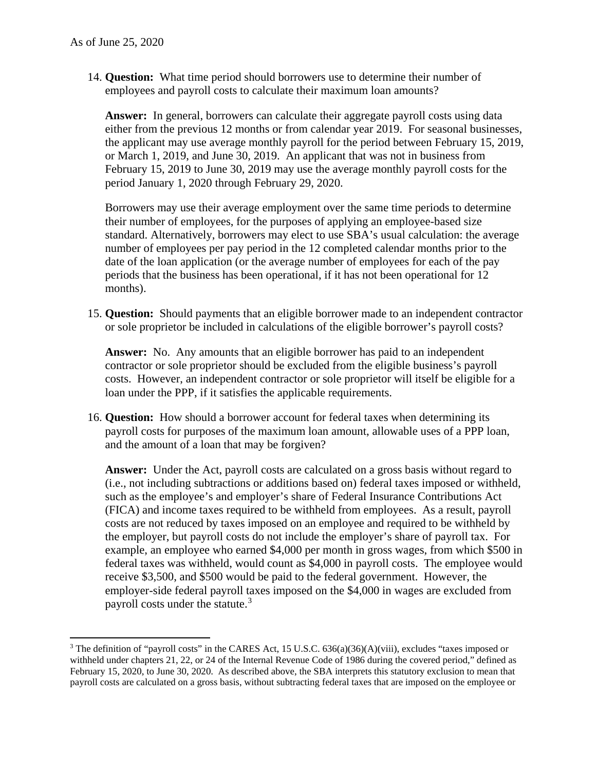14. **Question:** What time period should borrowers use to determine their number of employees and payroll costs to calculate their maximum loan amounts?

    **Answer:** In general, borrowers can calculate their aggregate payroll costs using data either from the previous 12 months or from calendar year 2019. For seasonal businesses, the applicant may use average monthly payroll for the period between February 15, 2019, or March 1, 2019, and June 30, 2019. An applicant that was not in business from February 15, 2019 to June 30, 2019 may use the average monthly payroll costs for the period January 1, 2020 through February 29, 2020.

    Borrowers may use their average employment over the same time periods to determine their number of employees, for the purposes of applying an employee-based size standard. Alternatively, borrowers may elect to use SBA's usual calculation: the average number of employees per pay period in the 12 completed calendar months prior to the date of the loan application (or the average number of employees for each of the pay periods that the business has been operational, if it has not been operational for 12 months).

15. **Question:** Should payments that an eligible borrower made to an independent contractor or sole proprietor be included in calculations of the eligible borrower's payroll costs?

    **Answer:** No. Any amounts that an eligible borrower has paid to an independent contractor or sole proprietor should be excluded from the eligible business's payroll costs. However, an independent contractor or sole proprietor will itself be eligible for a loan under the PPP, if it satisfies the applicable requirements.

16. **Question:** How should a borrower account for federal taxes when determining its payroll costs for purposes of the maximum loan amount, allowable uses of a PPP loan, and the amount of a loan that may be forgiven?

    **Answer:** Under the Act, payroll costs are calculated on a gross basis without regard to (i.e., not including subtractions or additions based on) federal taxes imposed or withheld, such as the employee's and employer's share of Federal Insurance Contributions Act (FICA) and income taxes required to be withheld from employees. As a result, payroll costs are not reduced by taxes imposed on an employee and required to be withheld by the employer, but payroll costs do not include the employer's share of payroll tax. For example, an employee who earned $4,000 per month in gross wages, from which $500 in federal taxes was withheld, would count as $4,000 in payroll costs. The employee would receive $3,500, and $500 would be paid to the federal government. However, the employer-side federal payroll taxes imposed on the $4,000 in wages are excluded from payroll costs under the statute.[3]

---

[3] The definition of "payroll costs" in the CARES Act, 15 U.S.C. 636(a)(36)(A)(viii), excludes "taxes imposed or withheld under chapters 21, 22, or 24 of the Internal Revenue Code of 1986 during the covered period," defined as February 15, 2020, to June 30, 2020. As described above, the SBA interprets this statutory exclusion to mean that payroll costs are calculated on a gross basis, without subtracting federal taxes that are imposed on the employee or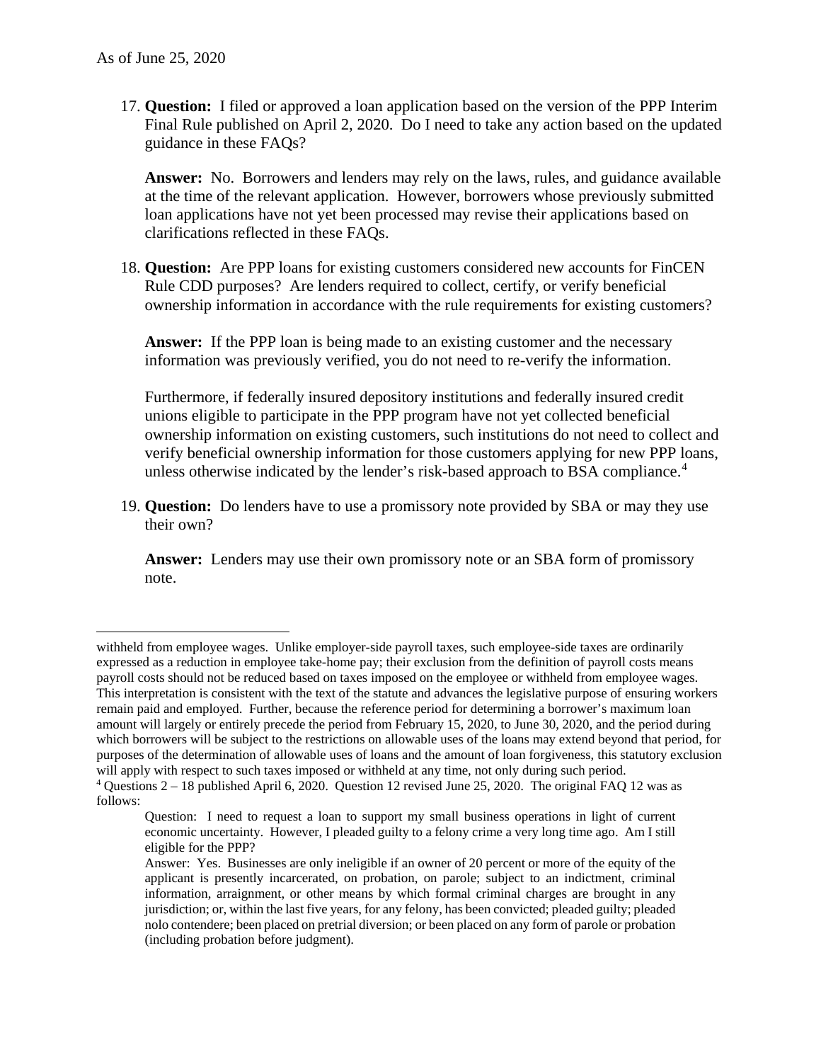17. **Question:** I filed or approved a loan application based on the version of the PPP Interim Final Rule published on April 2, 2020. Do I need to take any action based on the updated guidance in these FAQs?

    **Answer:** No. Borrowers and lenders may rely on the laws, rules, and guidance available at the time of the relevant application. However, borrowers whose previously submitted loan applications have not yet been processed may revise their applications based on clarifications reflected in these FAQs.

18. **Question:** Are PPP loans for existing customers considered new accounts for FinCEN Rule CDD purposes? Are lenders required to collect, certify, or verify beneficial ownership information in accordance with the rule requirements for existing customers?

    **Answer:** If the PPP loan is being made to an existing customer and the necessary information was previously verified, you do not need to re-verify the information.

    Furthermore, if federally insured depository institutions and federally insured credit unions eligible to participate in the PPP program have not yet collected beneficial ownership information on existing customers, such institutions do not need to collect and verify beneficial ownership information for those customers applying for new PPP loans, unless otherwise indicated by the lender's risk-based approach to BSA compliance.[4]

19. **Question:** Do lenders have to use a promissory note provided by SBA or may they use their own?

    **Answer:** Lenders may use their own promissory note or an SBA form of promissory note.

---

withheld from employee wages. Unlike employer-side payroll taxes, such employee-side taxes are ordinarily expressed as a reduction in employee take-home pay; their exclusion from the definition of payroll costs means payroll costs should not be reduced based on taxes imposed on the employee or withheld from employee wages. This interpretation is consistent with the text of the statute and advances the legislative purpose of ensuring workers remain paid and employed. Further, because the reference period for determining a borrower's maximum loan amount will largely or entirely precede the period from February 15, 2020, to June 30, 2020, and the period during which borrowers will be subject to the restrictions on allowable uses of the loans may extend beyond that period, for purposes of the determination of allowable uses of loans and the amount of loan forgiveness, this statutory exclusion will apply with respect to such taxes imposed or withheld at any time, not only during such period.

[4] Questions 2 – 18 published April 6, 2020. Question 12 revised June 25, 2020. The original FAQ 12 was as follows:

> Question: I need to request a loan to support my small business operations in light of current economic uncertainty. However, I pleaded guilty to a felony crime a very long time ago. Am I still eligible for the PPP?
>
> Answer: Yes. Businesses are only ineligible if an owner of 20 percent or more of the equity of the applicant is presently incarcerated, on probation, on parole; subject to an indictment, criminal information, arraignment, or other means by which formal criminal charges are brought in any jurisdiction; or, within the last five years, for any felony, has been convicted; pleaded guilty; pleaded nolo contendere; been placed on pretrial diversion; or been placed on any form of parole or probation (including probation before judgment).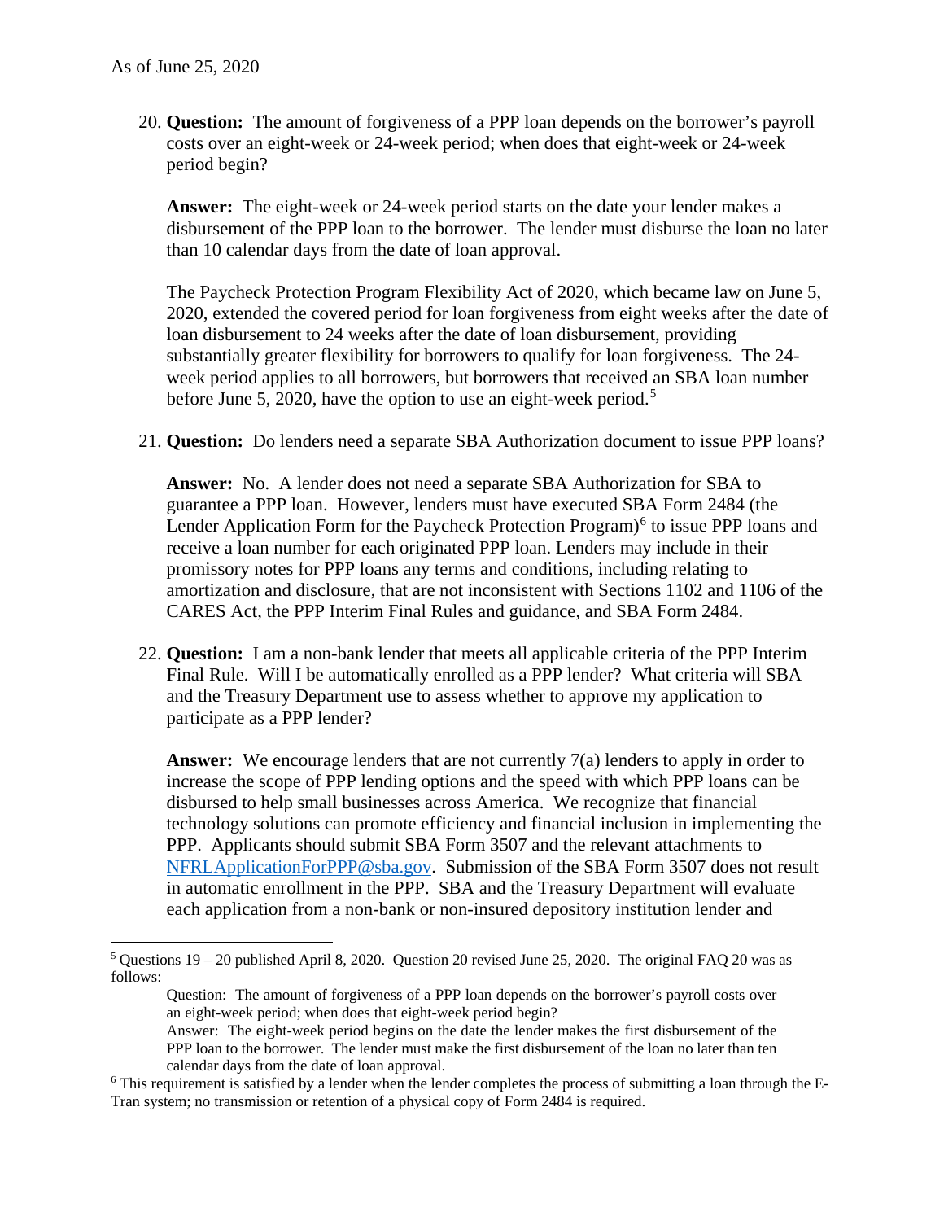As of June 25, 2020

20. **Question:** The amount of forgiveness of a PPP loan depends on the borrower's payroll costs over an eight-week or 24-week period; when does that eight-week or 24-week period begin?

    **Answer:** The eight-week or 24-week period starts on the date your lender makes a disbursement of the PPP loan to the borrower. The lender must disburse the loan no later than 10 calendar days from the date of loan approval.

    The Paycheck Protection Program Flexibility Act of 2020, which became law on June 5, 2020, extended the covered period for loan forgiveness from eight weeks after the date of loan disbursement to 24 weeks after the date of loan disbursement, providing substantially greater flexibility for borrowers to qualify for loan forgiveness. The 24-week period applies to all borrowers, but borrowers that received an SBA loan number before June 5, 2020, have the option to use an eight-week period.[5]

21. **Question:** Do lenders need a separate SBA Authorization document to issue PPP loans?

    **Answer:** No. A lender does not need a separate SBA Authorization for SBA to guarantee a PPP loan. However, lenders must have executed SBA Form 2484 (the Lender Application Form for the Paycheck Protection Program)[6] to issue PPP loans and receive a loan number for each originated PPP loan. Lenders may include in their promissory notes for PPP loans any terms and conditions, including relating to amortization and disclosure, that are not inconsistent with Sections 1102 and 1106 of the CARES Act, the PPP Interim Final Rules and guidance, and SBA Form 2484.

22. **Question:** I am a non-bank lender that meets all applicable criteria of the PPP Interim Final Rule. Will I be automatically enrolled as a PPP lender? What criteria will SBA and the Treasury Department use to assess whether to approve my application to participate as a PPP lender?

    **Answer:** We encourage lenders that are not currently 7(a) lenders to apply in order to increase the scope of PPP lending options and the speed with which PPP loans can be disbursed to help small businesses across America. We recognize that financial technology solutions can promote efficiency and financial inclusion in implementing the PPP. Applicants should submit SBA Form 3507 and the relevant attachments to [NFRLApplicationForPPP@sba.gov](mailto:NFRLApplicationForPPP@sba.gov). Submission of the SBA Form 3507 does not result in automatic enrollment in the PPP. SBA and the Treasury Department will evaluate each application from a non-bank or non-insured depository institution lender and

---

[5] Questions 19 – 20 published April 8, 2020. Question 20 revised June 25, 2020. The original FAQ 20 was as follows:

> Question: The amount of forgiveness of a PPP loan depends on the borrower's payroll costs over an eight-week period; when does that eight-week period begin?
> Answer: The eight-week period begins on the date the lender makes the first disbursement of the PPP loan to the borrower. The lender must make the first disbursement of the loan no later than ten calendar days from the date of loan approval.

[6] This requirement is satisfied by a lender when the lender completes the process of submitting a loan through the E-Tran system; no transmission or retention of a physical copy of Form 2484 is required.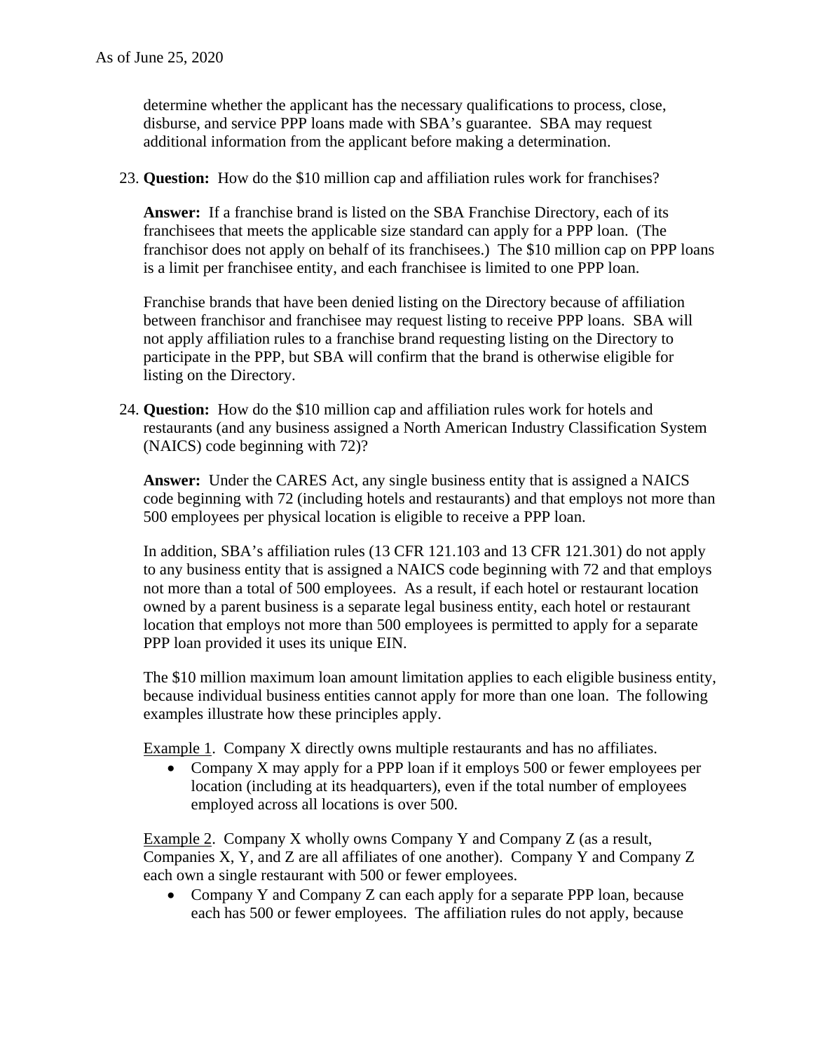determine whether the applicant has the necessary qualifications to process, close, disburse, and service PPP loans made with SBA's guarantee. SBA may request additional information from the applicant before making a determination.

23. **Question:** How do the $10 million cap and affiliation rules work for franchises?

    **Answer:** If a franchise brand is listed on the SBA Franchise Directory, each of its franchisees that meets the applicable size standard can apply for a PPP loan. (The franchisor does not apply on behalf of its franchisees.) The $10 million cap on PPP loans is a limit per franchisee entity, and each franchisee is limited to one PPP loan.

    Franchise brands that have been denied listing on the Directory because of affiliation between franchisor and franchisee may request listing to receive PPP loans. SBA will not apply affiliation rules to a franchise brand requesting listing on the Directory to participate in the PPP, but SBA will confirm that the brand is otherwise eligible for listing on the Directory.

24. **Question:** How do the $10 million cap and affiliation rules work for hotels and restaurants (and any business assigned a North American Industry Classification System (NAICS) code beginning with 72)?

    **Answer:** Under the CARES Act, any single business entity that is assigned a NAICS code beginning with 72 (including hotels and restaurants) and that employs not more than 500 employees per physical location is eligible to receive a PPP loan.

    In addition, SBA's affiliation rules (13 CFR 121.103 and 13 CFR 121.301) do not apply to any business entity that is assigned a NAICS code beginning with 72 and that employs not more than a total of 500 employees. As a result, if each hotel or restaurant location owned by a parent business is a separate legal business entity, each hotel or restaurant location that employs not more than 500 employees is permitted to apply for a separate PPP loan provided it uses its unique EIN.

    The $10 million maximum loan amount limitation applies to each eligible business entity, because individual business entities cannot apply for more than one loan. The following examples illustrate how these principles apply.

    Example 1. Company X directly owns multiple restaurants and has no affiliates.

    - Company X may apply for a PPP loan if it employs 500 or fewer employees per location (including at its headquarters), even if the total number of employees employed across all locations is over 500.

    Example 2. Company X wholly owns Company Y and Company Z (as a result, Companies X, Y, and Z are all affiliates of one another). Company Y and Company Z each own a single restaurant with 500 or fewer employees.

    - Company Y and Company Z can each apply for a separate PPP loan, because each has 500 or fewer employees. The affiliation rules do not apply, because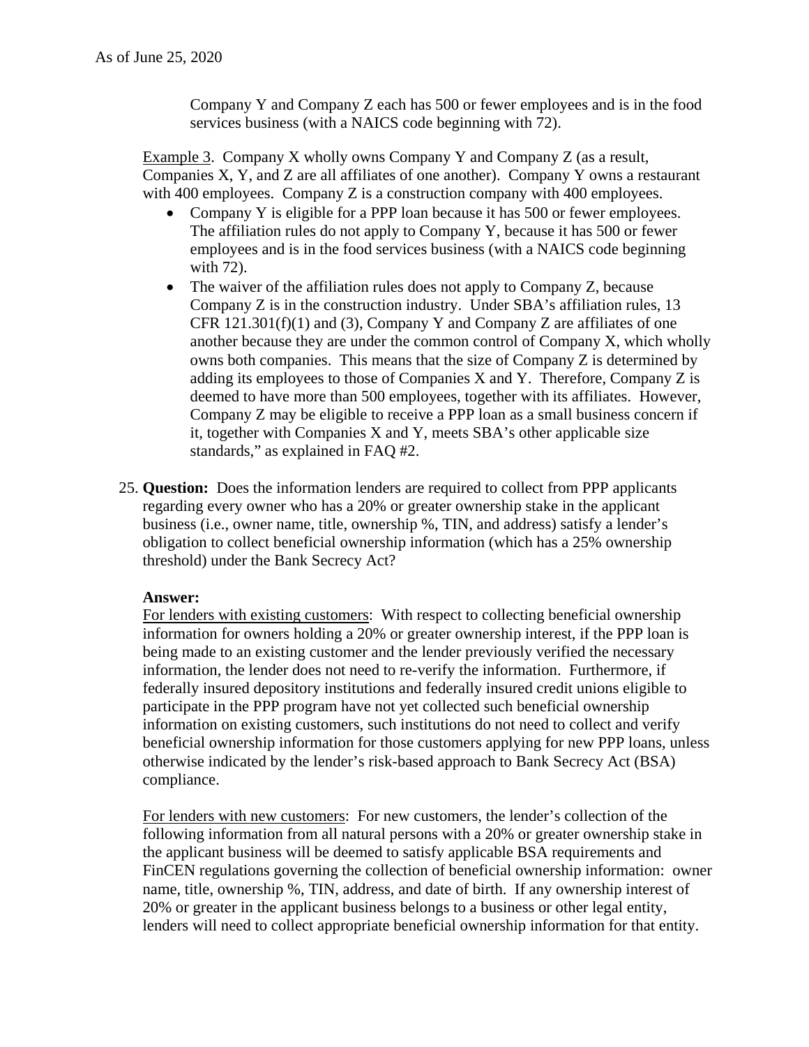Company Y and Company Z each has 500 or fewer employees and is in the food services business (with a NAICS code beginning with 72).

Example 3. Company X wholly owns Company Y and Company Z (as a result, Companies X, Y, and Z are all affiliates of one another). Company Y owns a restaurant with 400 employees. Company Z is a construction company with 400 employees.

- Company Y is eligible for a PPP loan because it has 500 or fewer employees. The affiliation rules do not apply to Company Y, because it has 500 or fewer employees and is in the food services business (with a NAICS code beginning with 72).
- The waiver of the affiliation rules does not apply to Company Z, because Company Z is in the construction industry. Under SBA's affiliation rules, 13 CFR 121.301(f)(1) and (3), Company Y and Company Z are affiliates of one another because they are under the common control of Company X, which wholly owns both companies. This means that the size of Company Z is determined by adding its employees to those of Companies X and Y. Therefore, Company Z is deemed to have more than 500 employees, together with its affiliates. However, Company Z may be eligible to receive a PPP loan as a small business concern if it, together with Companies X and Y, meets SBA's other applicable size standards," as explained in FAQ #2.

25. **Question:** Does the information lenders are required to collect from PPP applicants regarding every owner who has a 20% or greater ownership stake in the applicant business (i.e., owner name, title, ownership %, TIN, and address) satisfy a lender's obligation to collect beneficial ownership information (which has a 25% ownership threshold) under the Bank Secrecy Act?

    **Answer:**
    For lenders with existing customers: With respect to collecting beneficial ownership information for owners holding a 20% or greater ownership interest, if the PPP loan is being made to an existing customer and the lender previously verified the necessary information, the lender does not need to re-verify the information. Furthermore, if federally insured depository institutions and federally insured credit unions eligible to participate in the PPP program have not yet collected such beneficial ownership information on existing customers, such institutions do not need to collect and verify beneficial ownership information for those customers applying for new PPP loans, unless otherwise indicated by the lender's risk-based approach to Bank Secrecy Act (BSA) compliance.

    For lenders with new customers: For new customers, the lender's collection of the following information from all natural persons with a 20% or greater ownership stake in the applicant business will be deemed to satisfy applicable BSA requirements and FinCEN regulations governing the collection of beneficial ownership information: owner name, title, ownership %, TIN, address, and date of birth. If any ownership interest of 20% or greater in the applicant business belongs to a business or other legal entity, lenders will need to collect appropriate beneficial ownership information for that entity.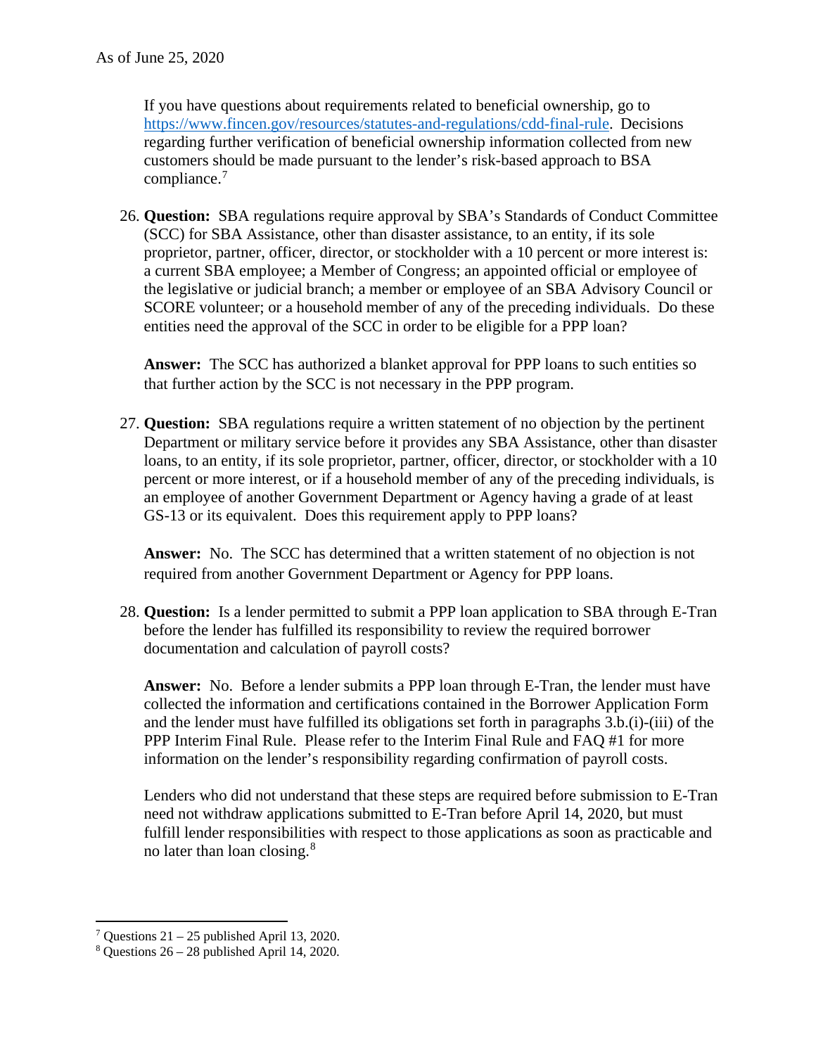If you have questions about requirements related to beneficial ownership, go to https://www.fincen.gov/resources/statutes-and-regulations/cdd-final-rule. Decisions regarding further verification of beneficial ownership information collected from new customers should be made pursuant to the lender's risk-based approach to BSA compliance.[7]

26. **Question:** SBA regulations require approval by SBA's Standards of Conduct Committee (SCC) for SBA Assistance, other than disaster assistance, to an entity, if its sole proprietor, partner, officer, director, or stockholder with a 10 percent or more interest is: a current SBA employee; a Member of Congress; an appointed official or employee of the legislative or judicial branch; a member or employee of an SBA Advisory Council or SCORE volunteer; or a household member of any of the preceding individuals. Do these entities need the approval of the SCC in order to be eligible for a PPP loan?

   **Answer:** The SCC has authorized a blanket approval for PPP loans to such entities so that further action by the SCC is not necessary in the PPP program.

27. **Question:** SBA regulations require a written statement of no objection by the pertinent Department or military service before it provides any SBA Assistance, other than disaster loans, to an entity, if its sole proprietor, partner, officer, director, or stockholder with a 10 percent or more interest, or if a household member of any of the preceding individuals, is an employee of another Government Department or Agency having a grade of at least GS-13 or its equivalent. Does this requirement apply to PPP loans?

   **Answer:** No. The SCC has determined that a written statement of no objection is not required from another Government Department or Agency for PPP loans.

28. **Question:** Is a lender permitted to submit a PPP loan application to SBA through E-Tran before the lender has fulfilled its responsibility to review the required borrower documentation and calculation of payroll costs?

   **Answer:** No. Before a lender submits a PPP loan through E-Tran, the lender must have collected the information and certifications contained in the Borrower Application Form and the lender must have fulfilled its obligations set forth in paragraphs 3.b.(i)-(iii) of the PPP Interim Final Rule. Please refer to the Interim Final Rule and FAQ #1 for more information on the lender's responsibility regarding confirmation of payroll costs.

   Lenders who did not understand that these steps are required before submission to E-Tran need not withdraw applications submitted to E-Tran before April 14, 2020, but must fulfill lender responsibilities with respect to those applications as soon as practicable and no later than loan closing.[8]

---

[7] Questions 21 – 25 published April 13, 2020.

[8] Questions 26 – 28 published April 14, 2020.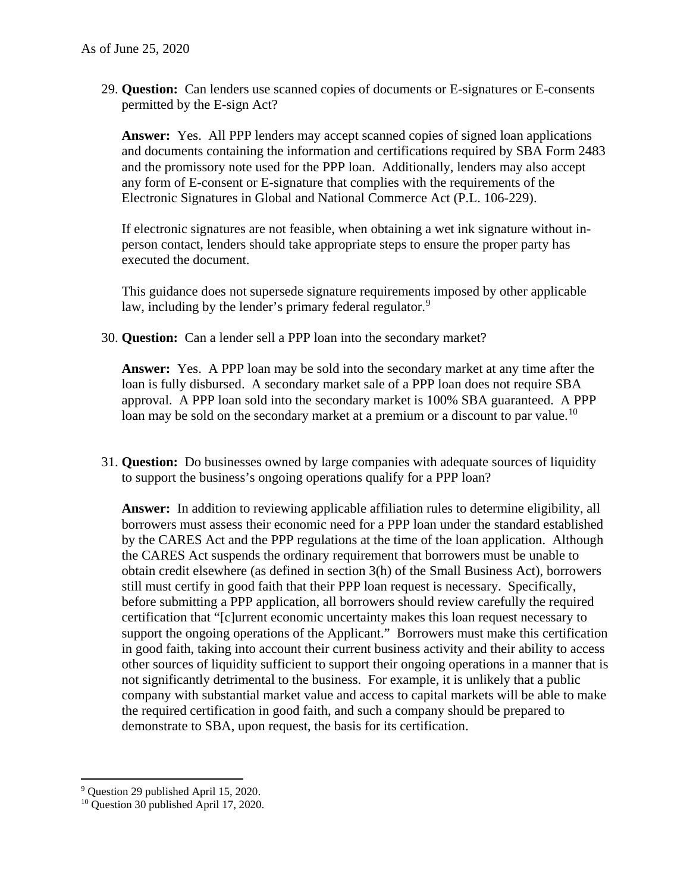29. **Question:** Can lenders use scanned copies of documents or E-signatures or E-consents permitted by the E-sign Act?

    **Answer:** Yes. All PPP lenders may accept scanned copies of signed loan applications and documents containing the information and certifications required by SBA Form 2483 and the promissory note used for the PPP loan. Additionally, lenders may also accept any form of E-consent or E-signature that complies with the requirements of the Electronic Signatures in Global and National Commerce Act (P.L. 106-229).

    If electronic signatures are not feasible, when obtaining a wet ink signature without in-person contact, lenders should take appropriate steps to ensure the proper party has executed the document.

    This guidance does not supersede signature requirements imposed by other applicable law, including by the lender's primary federal regulator.[9]

30. **Question:** Can a lender sell a PPP loan into the secondary market?

    **Answer:** Yes. A PPP loan may be sold into the secondary market at any time after the loan is fully disbursed. A secondary market sale of a PPP loan does not require SBA approval. A PPP loan sold into the secondary market is 100% SBA guaranteed. A PPP loan may be sold on the secondary market at a premium or a discount to par value.[10]

31. **Question:** Do businesses owned by large companies with adequate sources of liquidity to support the business's ongoing operations qualify for a PPP loan?

    **Answer:** In addition to reviewing applicable affiliation rules to determine eligibility, all borrowers must assess their economic need for a PPP loan under the standard established by the CARES Act and the PPP regulations at the time of the loan application. Although the CARES Act suspends the ordinary requirement that borrowers must be unable to obtain credit elsewhere (as defined in section 3(h) of the Small Business Act), borrowers still must certify in good faith that their PPP loan request is necessary. Specifically, before submitting a PPP application, all borrowers should review carefully the required certification that "[c]urrent economic uncertainty makes this loan request necessary to support the ongoing operations of the Applicant." Borrowers must make this certification in good faith, taking into account their current business activity and their ability to access other sources of liquidity sufficient to support their ongoing operations in a manner that is not significantly detrimental to the business. For example, it is unlikely that a public company with substantial market value and access to capital markets will be able to make the required certification in good faith, and such a company should be prepared to demonstrate to SBA, upon request, the basis for its certification.

---

[9] Question 29 published April 15, 2020.

[10] Question 30 published April 17, 2020.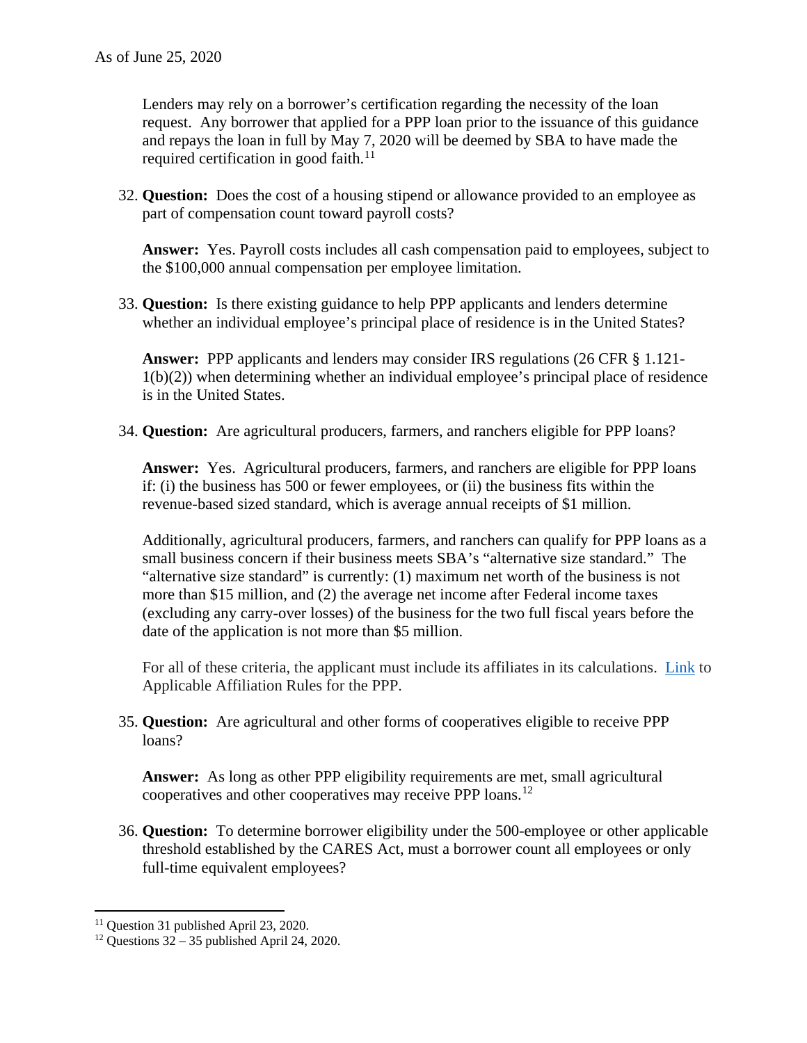Lenders may rely on a borrower's certification regarding the necessity of the loan request. Any borrower that applied for a PPP loan prior to the issuance of this guidance and repays the loan in full by May 7, 2020 will be deemed by SBA to have made the required certification in good faith.[11]

32. **Question:** Does the cost of a housing stipend or allowance provided to an employee as part of compensation count toward payroll costs?

    **Answer:** Yes. Payroll costs includes all cash compensation paid to employees, subject to the $100,000 annual compensation per employee limitation.

33. **Question:** Is there existing guidance to help PPP applicants and lenders determine whether an individual employee's principal place of residence is in the United States?

    **Answer:** PPP applicants and lenders may consider IRS regulations (26 CFR § 1.121-1(b)(2)) when determining whether an individual employee's principal place of residence is in the United States.

34. **Question:** Are agricultural producers, farmers, and ranchers eligible for PPP loans?

    **Answer:** Yes. Agricultural producers, farmers, and ranchers are eligible for PPP loans if: (i) the business has 500 or fewer employees, or (ii) the business fits within the revenue-based sized standard, which is average annual receipts of $1 million.

    Additionally, agricultural producers, farmers, and ranchers can qualify for PPP loans as a small business concern if their business meets SBA's "alternative size standard." The "alternative size standard" is currently: (1) maximum net worth of the business is not more than $15 million, and (2) the average net income after Federal income taxes (excluding any carry-over losses) of the business for the two full fiscal years before the date of the application is not more than $5 million.

    For all of these criteria, the applicant must include its affiliates in its calculations. Link to Applicable Affiliation Rules for the PPP.

35. **Question:** Are agricultural and other forms of cooperatives eligible to receive PPP loans?

    **Answer:** As long as other PPP eligibility requirements are met, small agricultural cooperatives and other cooperatives may receive PPP loans.[12]

36. **Question:** To determine borrower eligibility under the 500-employee or other applicable threshold established by the CARES Act, must a borrower count all employees or only full-time equivalent employees?

---

[11] Question 31 published April 23, 2020.

[12] Questions 32 – 35 published April 24, 2020.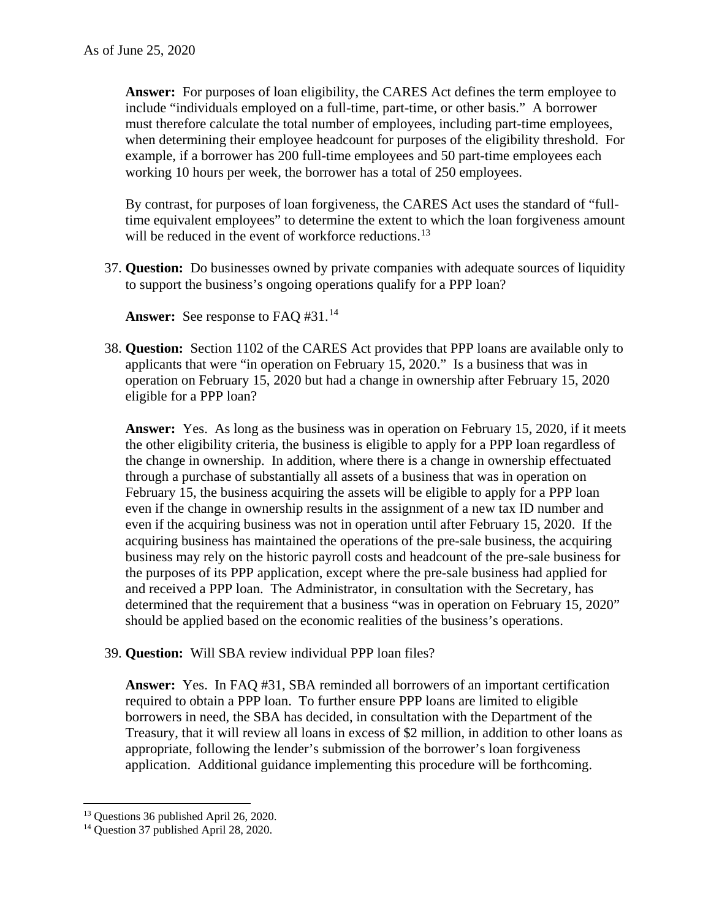**Answer:** For purposes of loan eligibility, the CARES Act defines the term employee to include "individuals employed on a full-time, part-time, or other basis." A borrower must therefore calculate the total number of employees, including part-time employees, when determining their employee headcount for purposes of the eligibility threshold. For example, if a borrower has 200 full-time employees and 50 part-time employees each working 10 hours per week, the borrower has a total of 250 employees.

By contrast, for purposes of loan forgiveness, the CARES Act uses the standard of "full-time equivalent employees" to determine the extent to which the loan forgiveness amount will be reduced in the event of workforce reductions.[13]

37. **Question:** Do businesses owned by private companies with adequate sources of liquidity to support the business's ongoing operations qualify for a PPP loan?

    **Answer:** See response to FAQ #31.[14]

38. **Question:** Section 1102 of the CARES Act provides that PPP loans are available only to applicants that were "in operation on February 15, 2020." Is a business that was in operation on February 15, 2020 but had a change in ownership after February 15, 2020 eligible for a PPP loan?

    **Answer:** Yes. As long as the business was in operation on February 15, 2020, if it meets the other eligibility criteria, the business is eligible to apply for a PPP loan regardless of the change in ownership. In addition, where there is a change in ownership effectuated through a purchase of substantially all assets of a business that was in operation on February 15, the business acquiring the assets will be eligible to apply for a PPP loan even if the change in ownership results in the assignment of a new tax ID number and even if the acquiring business was not in operation until after February 15, 2020. If the acquiring business has maintained the operations of the pre-sale business, the acquiring business may rely on the historic payroll costs and headcount of the pre-sale business for the purposes of its PPP application, except where the pre-sale business had applied for and received a PPP loan. The Administrator, in consultation with the Secretary, has determined that the requirement that a business "was in operation on February 15, 2020" should be applied based on the economic realities of the business's operations.

39. **Question:** Will SBA review individual PPP loan files?

    **Answer:** Yes. In FAQ #31, SBA reminded all borrowers of an important certification required to obtain a PPP loan. To further ensure PPP loans are limited to eligible borrowers in need, the SBA has decided, in consultation with the Department of the Treasury, that it will review all loans in excess of $2 million, in addition to other loans as appropriate, following the lender's submission of the borrower's loan forgiveness application. Additional guidance implementing this procedure will be forthcoming.

---

[13] Questions 36 published April 26, 2020.

[14] Question 37 published April 28, 2020.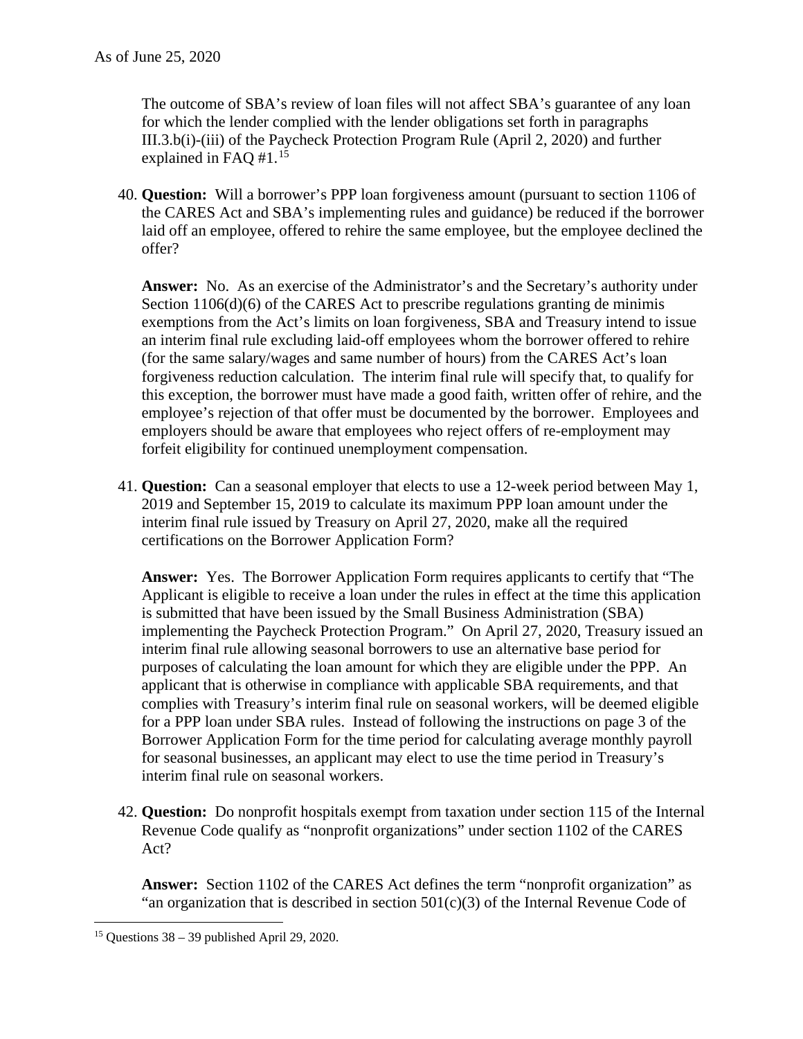The outcome of SBA's review of loan files will not affect SBA's guarantee of any loan for which the lender complied with the lender obligations set forth in paragraphs III.3.b(i)-(iii) of the Paycheck Protection Program Rule (April 2, 2020) and further explained in FAQ #1.[15]

40. **Question:** Will a borrower's PPP loan forgiveness amount (pursuant to section 1106 of the CARES Act and SBA's implementing rules and guidance) be reduced if the borrower laid off an employee, offered to rehire the same employee, but the employee declined the offer?

    **Answer:** No. As an exercise of the Administrator's and the Secretary's authority under Section 1106(d)(6) of the CARES Act to prescribe regulations granting de minimis exemptions from the Act's limits on loan forgiveness, SBA and Treasury intend to issue an interim final rule excluding laid-off employees whom the borrower offered to rehire (for the same salary/wages and same number of hours) from the CARES Act's loan forgiveness reduction calculation. The interim final rule will specify that, to qualify for this exception, the borrower must have made a good faith, written offer of rehire, and the employee's rejection of that offer must be documented by the borrower. Employees and employers should be aware that employees who reject offers of re-employment may forfeit eligibility for continued unemployment compensation.

41. **Question:** Can a seasonal employer that elects to use a 12-week period between May 1, 2019 and September 15, 2019 to calculate its maximum PPP loan amount under the interim final rule issued by Treasury on April 27, 2020, make all the required certifications on the Borrower Application Form?

    **Answer:** Yes. The Borrower Application Form requires applicants to certify that "The Applicant is eligible to receive a loan under the rules in effect at the time this application is submitted that have been issued by the Small Business Administration (SBA) implementing the Paycheck Protection Program." On April 27, 2020, Treasury issued an interim final rule allowing seasonal borrowers to use an alternative base period for purposes of calculating the loan amount for which they are eligible under the PPP. An applicant that is otherwise in compliance with applicable SBA requirements, and that complies with Treasury's interim final rule on seasonal workers, will be deemed eligible for a PPP loan under SBA rules. Instead of following the instructions on page 3 of the Borrower Application Form for the time period for calculating average monthly payroll for seasonal businesses, an applicant may elect to use the time period in Treasury's interim final rule on seasonal workers.

42. **Question:** Do nonprofit hospitals exempt from taxation under section 115 of the Internal Revenue Code qualify as "nonprofit organizations" under section 1102 of the CARES Act?

    **Answer:** Section 1102 of the CARES Act defines the term "nonprofit organization" as "an organization that is described in section 501(c)(3) of the Internal Revenue Code of

[15] Questions 38 – 39 published April 29, 2020.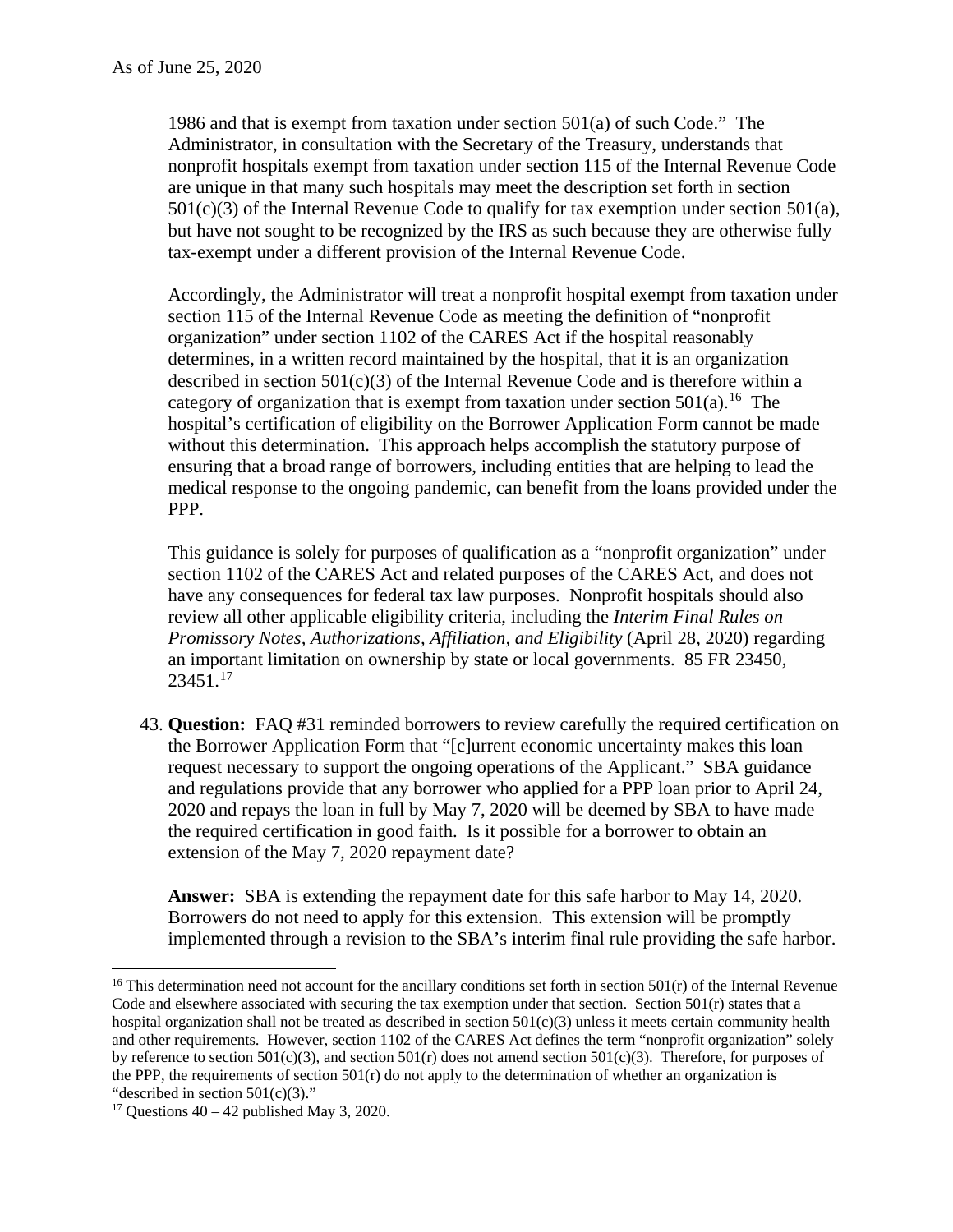1986 and that is exempt from taxation under section 501(a) of such Code." The Administrator, in consultation with the Secretary of the Treasury, understands that nonprofit hospitals exempt from taxation under section 115 of the Internal Revenue Code are unique in that many such hospitals may meet the description set forth in section 501(c)(3) of the Internal Revenue Code to qualify for tax exemption under section 501(a), but have not sought to be recognized by the IRS as such because they are otherwise fully tax-exempt under a different provision of the Internal Revenue Code.

Accordingly, the Administrator will treat a nonprofit hospital exempt from taxation under section 115 of the Internal Revenue Code as meeting the definition of "nonprofit organization" under section 1102 of the CARES Act if the hospital reasonably determines, in a written record maintained by the hospital, that it is an organization described in section 501(c)(3) of the Internal Revenue Code and is therefore within a category of organization that is exempt from taxation under section 501(a).[16] The hospital's certification of eligibility on the Borrower Application Form cannot be made without this determination. This approach helps accomplish the statutory purpose of ensuring that a broad range of borrowers, including entities that are helping to lead the medical response to the ongoing pandemic, can benefit from the loans provided under the PPP.

This guidance is solely for purposes of qualification as a "nonprofit organization" under section 1102 of the CARES Act and related purposes of the CARES Act, and does not have any consequences for federal tax law purposes. Nonprofit hospitals should also review all other applicable eligibility criteria, including the *Interim Final Rules on Promissory Notes, Authorizations, Affiliation, and Eligibility* (April 28, 2020) regarding an important limitation on ownership by state or local governments. 85 FR 23450, 23451.[17]

43. **Question:** FAQ #31 reminded borrowers to review carefully the required certification on the Borrower Application Form that "[c]urrent economic uncertainty makes this loan request necessary to support the ongoing operations of the Applicant." SBA guidance and regulations provide that any borrower who applied for a PPP loan prior to April 24, 2020 and repays the loan in full by May 7, 2020 will be deemed by SBA to have made the required certification in good faith. Is it possible for a borrower to obtain an extension of the May 7, 2020 repayment date?

    **Answer:** SBA is extending the repayment date for this safe harbor to May 14, 2020. Borrowers do not need to apply for this extension. This extension will be promptly implemented through a revision to the SBA's interim final rule providing the safe harbor.

---

[16] This determination need not account for the ancillary conditions set forth in section 501(r) of the Internal Revenue Code and elsewhere associated with securing the tax exemption under that section. Section 501(r) states that a hospital organization shall not be treated as described in section 501(c)(3) unless it meets certain community health and other requirements. However, section 1102 of the CARES Act defines the term "nonprofit organization" solely by reference to section 501(c)(3), and section 501(r) does not amend section 501(c)(3). Therefore, for purposes of the PPP, the requirements of section 501(r) do not apply to the determination of whether an organization is "described in section 501(c)(3)."

[17] Questions 40 – 42 published May 3, 2020.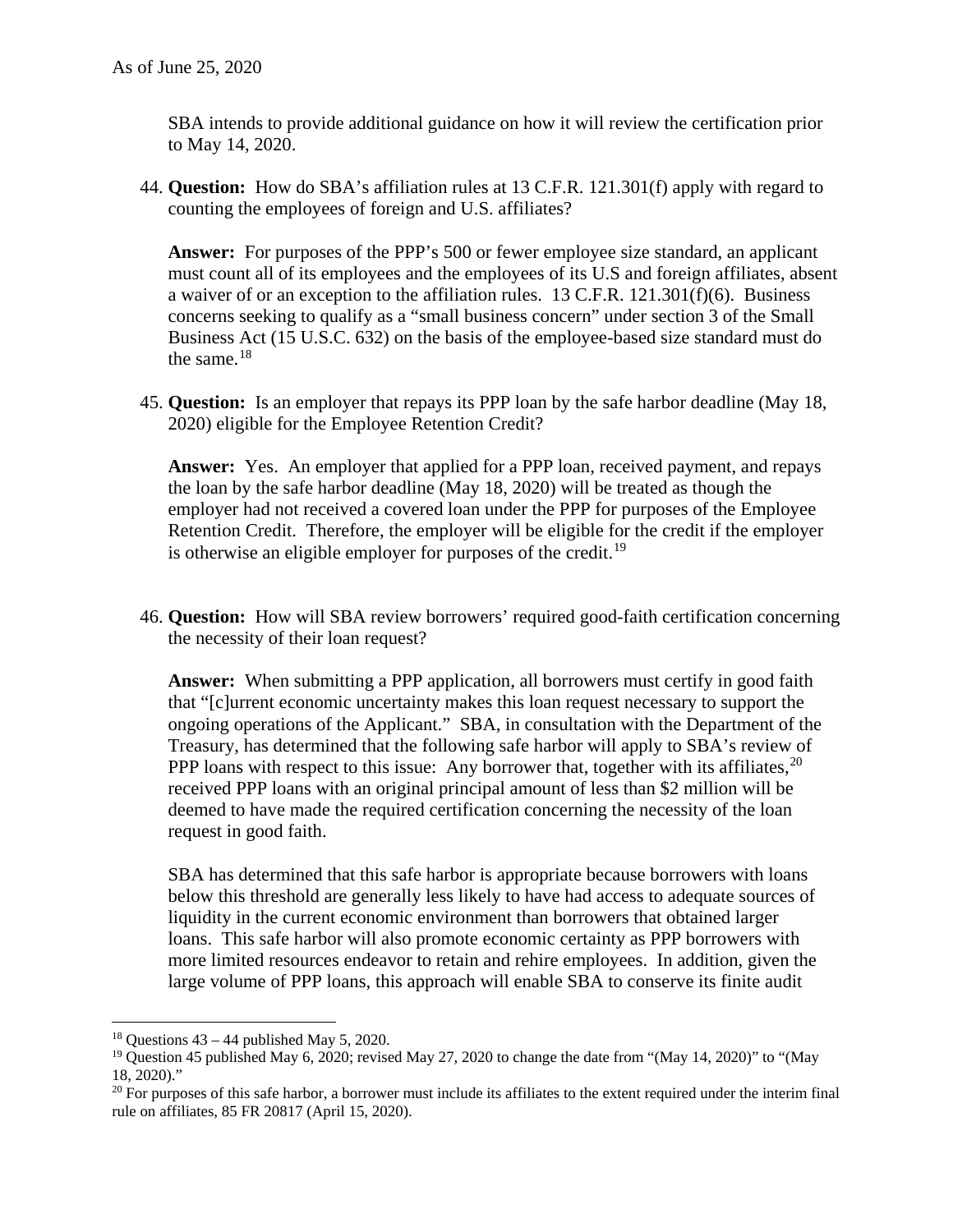SBA intends to provide additional guidance on how it will review the certification prior to May 14, 2020.

44. **Question:** How do SBA's affiliation rules at 13 C.F.R. 121.301(f) apply with regard to counting the employees of foreign and U.S. affiliates?

    **Answer:** For purposes of the PPP's 500 or fewer employee size standard, an applicant must count all of its employees and the employees of its U.S and foreign affiliates, absent a waiver of or an exception to the affiliation rules. 13 C.F.R. 121.301(f)(6). Business concerns seeking to qualify as a "small business concern" under section 3 of the Small Business Act (15 U.S.C. 632) on the basis of the employee-based size standard must do the same.[18]

45. **Question:** Is an employer that repays its PPP loan by the safe harbor deadline (May 18, 2020) eligible for the Employee Retention Credit?

    **Answer:** Yes. An employer that applied for a PPP loan, received payment, and repays the loan by the safe harbor deadline (May 18, 2020) will be treated as though the employer had not received a covered loan under the PPP for purposes of the Employee Retention Credit. Therefore, the employer will be eligible for the credit if the employer is otherwise an eligible employer for purposes of the credit.[19]

46. **Question:** How will SBA review borrowers' required good-faith certification concerning the necessity of their loan request?

    **Answer:** When submitting a PPP application, all borrowers must certify in good faith that "[c]urrent economic uncertainty makes this loan request necessary to support the ongoing operations of the Applicant." SBA, in consultation with the Department of the Treasury, has determined that the following safe harbor will apply to SBA's review of PPP loans with respect to this issue: Any borrower that, together with its affiliates,[20] received PPP loans with an original principal amount of less than $2 million will be deemed to have made the required certification concerning the necessity of the loan request in good faith.

    SBA has determined that this safe harbor is appropriate because borrowers with loans below this threshold are generally less likely to have had access to adequate sources of liquidity in the current economic environment than borrowers that obtained larger loans. This safe harbor will also promote economic certainty as PPP borrowers with more limited resources endeavor to retain and rehire employees. In addition, given the large volume of PPP loans, this approach will enable SBA to conserve its finite audit

---

[18] Questions 43 – 44 published May 5, 2020.

[19] Question 45 published May 6, 2020; revised May 27, 2020 to change the date from "(May 14, 2020)" to "(May 18, 2020)."

[20] For purposes of this safe harbor, a borrower must include its affiliates to the extent required under the interim final rule on affiliates, 85 FR 20817 (April 15, 2020).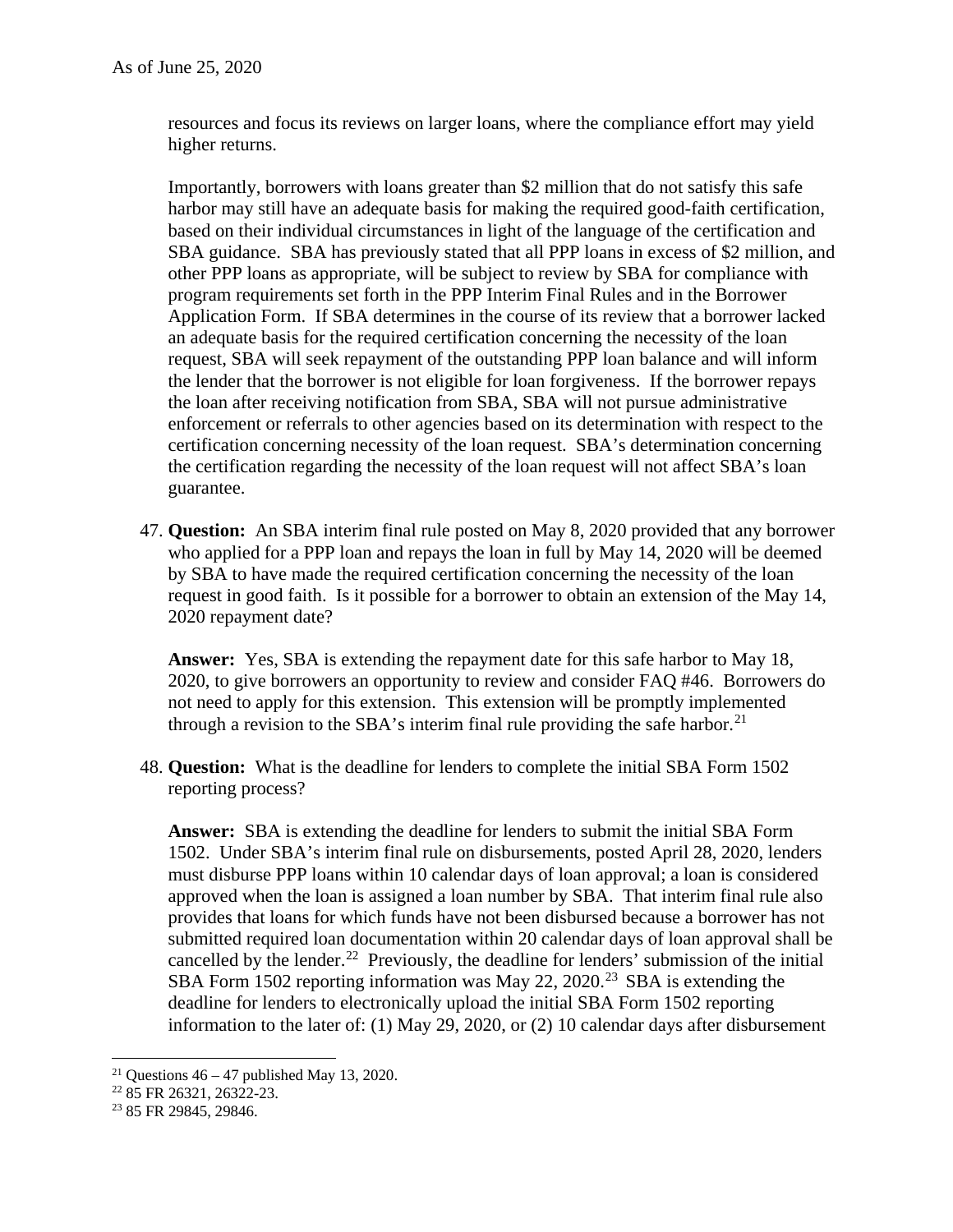resources and focus its reviews on larger loans, where the compliance effort may yield higher returns.

Importantly, borrowers with loans greater than $2 million that do not satisfy this safe harbor may still have an adequate basis for making the required good-faith certification, based on their individual circumstances in light of the language of the certification and SBA guidance. SBA has previously stated that all PPP loans in excess of $2 million, and other PPP loans as appropriate, will be subject to review by SBA for compliance with program requirements set forth in the PPP Interim Final Rules and in the Borrower Application Form. If SBA determines in the course of its review that a borrower lacked an adequate basis for the required certification concerning the necessity of the loan request, SBA will seek repayment of the outstanding PPP loan balance and will inform the lender that the borrower is not eligible for loan forgiveness. If the borrower repays the loan after receiving notification from SBA, SBA will not pursue administrative enforcement or referrals to other agencies based on its determination with respect to the certification concerning necessity of the loan request. SBA's determination concerning the certification regarding the necessity of the loan request will not affect SBA's loan guarantee.

47. **Question:** An SBA interim final rule posted on May 8, 2020 provided that any borrower who applied for a PPP loan and repays the loan in full by May 14, 2020 will be deemed by SBA to have made the required certification concerning the necessity of the loan request in good faith. Is it possible for a borrower to obtain an extension of the May 14, 2020 repayment date?

    **Answer:** Yes, SBA is extending the repayment date for this safe harbor to May 18, 2020, to give borrowers an opportunity to review and consider FAQ #46. Borrowers do not need to apply for this extension. This extension will be promptly implemented through a revision to the SBA's interim final rule providing the safe harbor.[21]

48. **Question:** What is the deadline for lenders to complete the initial SBA Form 1502 reporting process?

    **Answer:** SBA is extending the deadline for lenders to submit the initial SBA Form 1502. Under SBA's interim final rule on disbursements, posted April 28, 2020, lenders must disburse PPP loans within 10 calendar days of loan approval; a loan is considered approved when the loan is assigned a loan number by SBA. That interim final rule also provides that loans for which funds have not been disbursed because a borrower has not submitted required loan documentation within 20 calendar days of loan approval shall be cancelled by the lender.[22] Previously, the deadline for lenders' submission of the initial SBA Form 1502 reporting information was May 22, 2020.[23] SBA is extending the deadline for lenders to electronically upload the initial SBA Form 1502 reporting information to the later of: (1) May 29, 2020, or (2) 10 calendar days after disbursement

---

[21] Questions 46 – 47 published May 13, 2020.
[22] 85 FR 26321, 26322-23.
[23] 85 FR 29845, 29846.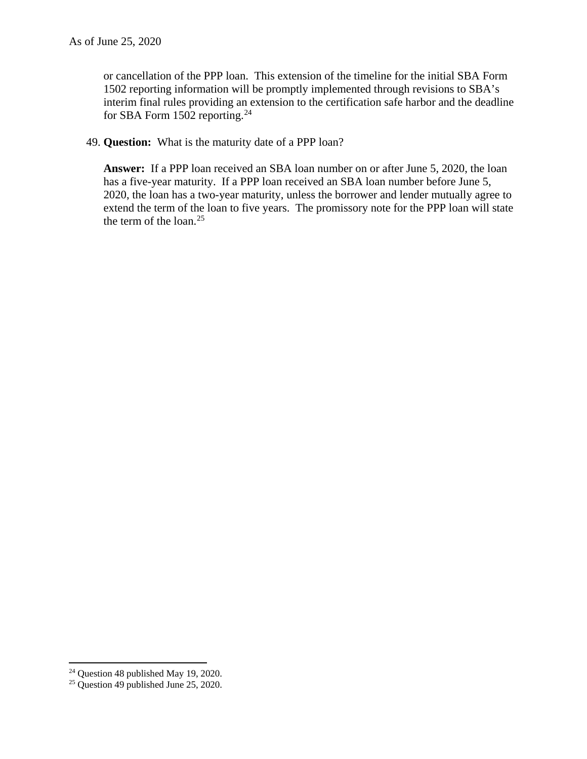or cancellation of the PPP loan. This extension of the timeline for the initial SBA Form 1502 reporting information will be promptly implemented through revisions to SBA's interim final rules providing an extension to the certification safe harbor and the deadline for SBA Form 1502 reporting.[24]

49. **Question:** What is the maturity date of a PPP loan?

    **Answer:** If a PPP loan received an SBA loan number on or after June 5, 2020, the loan has a five-year maturity. If a PPP loan received an SBA loan number before June 5, 2020, the loan has a two-year maturity, unless the borrower and lender mutually agree to extend the term of the loan to five years. The promissory note for the PPP loan will state the term of the loan.[25]

---

[24] Question 48 published May 19, 2020.
[25] Question 49 published June 25, 2020.